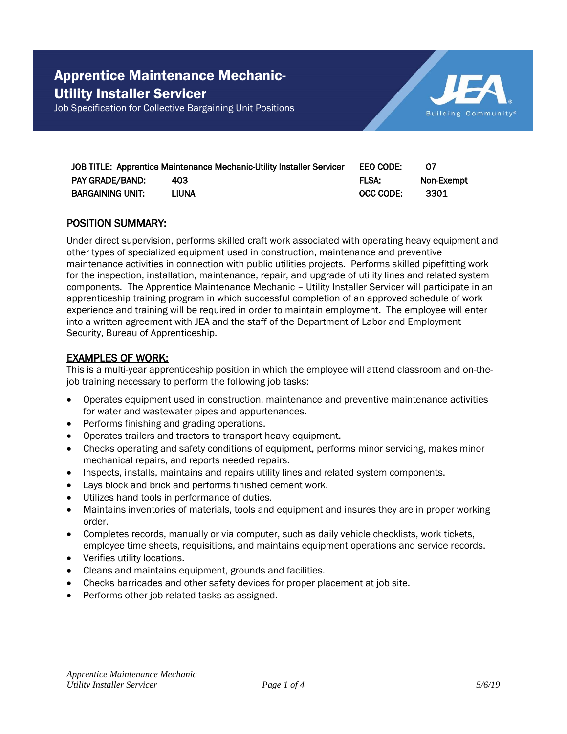# Apprentice Maintenance Mechanic-Utility Installer Servicer

Job Specification for Collective Bargaining Unit Positions

| JOB TITLE: Apprentice Maintenance Mechanic-Utility Installer Servicer | | EEO CODE: | 07 |
|---|---|---|---|
| PAY GRADE/BAND: | 403 | FLSA: | Non-Exempt |
| BARGAINING UNIT: | LIUNA | OCC CODE: | 3301 |

## POSITION SUMMARY:

Under direct supervision, performs skilled craft work associated with operating heavy equipment and other types of specialized equipment used in construction, maintenance and preventive maintenance activities in connection with public utilities projects. Performs skilled pipefitting work for the inspection, installation, maintenance, repair, and upgrade of utility lines and related system components. The Apprentice Maintenance Mechanic – Utility Installer Servicer will participate in an apprenticeship training program in which successful completion of an approved schedule of work experience and training will be required in order to maintain employment. The employee will enter into a written agreement with JEA and the staff of the Department of Labor and Employment Security, Bureau of Apprenticeship.

## EXAMPLES OF WORK:

This is a multi-year apprenticeship position in which the employee will attend classroom and on-the-job training necessary to perform the following job tasks:

- Operates equipment used in construction, maintenance and preventive maintenance activities for water and wastewater pipes and appurtenances.
- Performs finishing and grading operations.
- Operates trailers and tractors to transport heavy equipment.
- Checks operating and safety conditions of equipment, performs minor servicing, makes minor mechanical repairs, and reports needed repairs.
- Inspects, installs, maintains and repairs utility lines and related system components.
- Lays block and brick and performs finished cement work.
- Utilizes hand tools in performance of duties.
- Maintains inventories of materials, tools and equipment and insures they are in proper working order.
- Completes records, manually or via computer, such as daily vehicle checklists, work tickets, employee time sheets, requisitions, and maintains equipment operations and service records.
- Verifies utility locations.
- Cleans and maintains equipment, grounds and facilities.
- Checks barricades and other safety devices for proper placement at job site.
- Performs other job related tasks as assigned.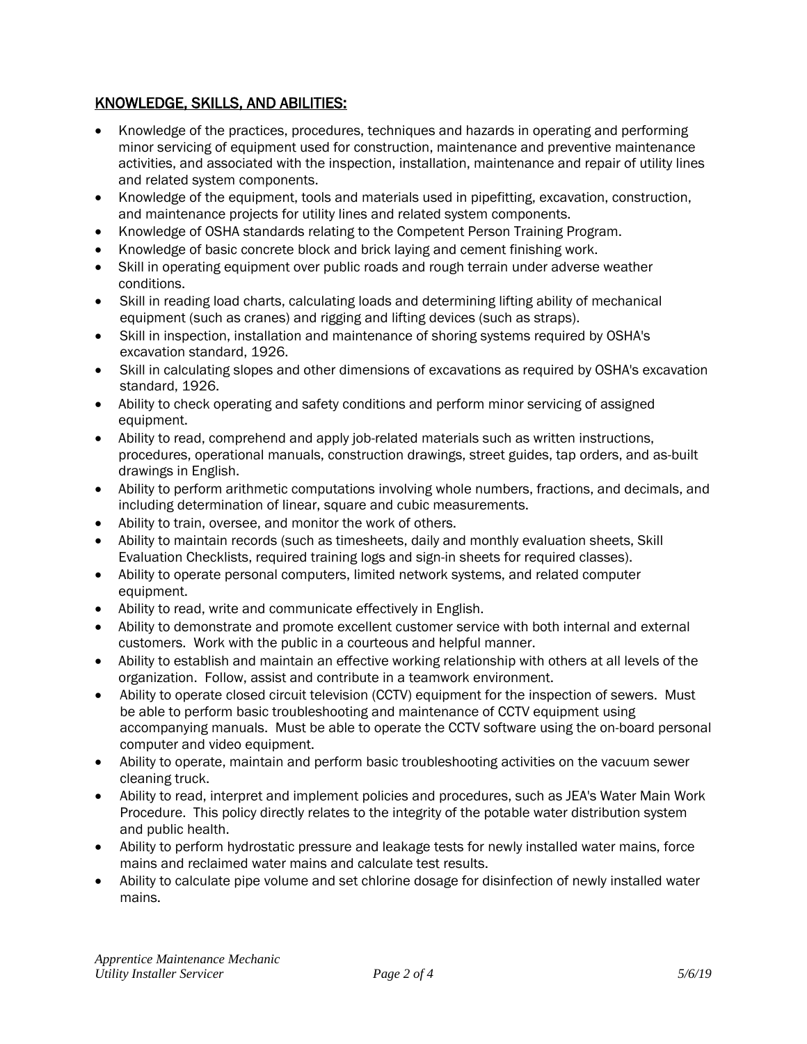## KNOWLEDGE, SKILLS, AND ABILITIES:

- Knowledge of the practices, procedures, techniques and hazards in operating and performing minor servicing of equipment used for construction, maintenance and preventive maintenance activities, and associated with the inspection, installation, maintenance and repair of utility lines and related system components.
- Knowledge of the equipment, tools and materials used in pipefitting, excavation, construction, and maintenance projects for utility lines and related system components.
- Knowledge of OSHA standards relating to the Competent Person Training Program.
- Knowledge of basic concrete block and brick laying and cement finishing work.
- Skill in operating equipment over public roads and rough terrain under adverse weather conditions.
- Skill in reading load charts, calculating loads and determining lifting ability of mechanical equipment (such as cranes) and rigging and lifting devices (such as straps).
- Skill in inspection, installation and maintenance of shoring systems required by OSHA's excavation standard, 1926.
- Skill in calculating slopes and other dimensions of excavations as required by OSHA's excavation standard, 1926.
- Ability to check operating and safety conditions and perform minor servicing of assigned equipment.
- Ability to read, comprehend and apply job-related materials such as written instructions, procedures, operational manuals, construction drawings, street guides, tap orders, and as-built drawings in English.
- Ability to perform arithmetic computations involving whole numbers, fractions, and decimals, and including determination of linear, square and cubic measurements.
- Ability to train, oversee, and monitor the work of others.
- Ability to maintain records (such as timesheets, daily and monthly evaluation sheets, Skill Evaluation Checklists, required training logs and sign-in sheets for required classes).
- Ability to operate personal computers, limited network systems, and related computer equipment.
- Ability to read, write and communicate effectively in English.
- Ability to demonstrate and promote excellent customer service with both internal and external customers. Work with the public in a courteous and helpful manner.
- Ability to establish and maintain an effective working relationship with others at all levels of the organization. Follow, assist and contribute in a teamwork environment.
- Ability to operate closed circuit television (CCTV) equipment for the inspection of sewers. Must be able to perform basic troubleshooting and maintenance of CCTV equipment using accompanying manuals. Must be able to operate the CCTV software using the on-board personal computer and video equipment.
- Ability to operate, maintain and perform basic troubleshooting activities on the vacuum sewer cleaning truck.
- Ability to read, interpret and implement policies and procedures, such as JEA's Water Main Work Procedure. This policy directly relates to the integrity of the potable water distribution system and public health.
- Ability to perform hydrostatic pressure and leakage tests for newly installed water mains, force mains and reclaimed water mains and calculate test results.
- Ability to calculate pipe volume and set chlorine dosage for disinfection of newly installed water mains.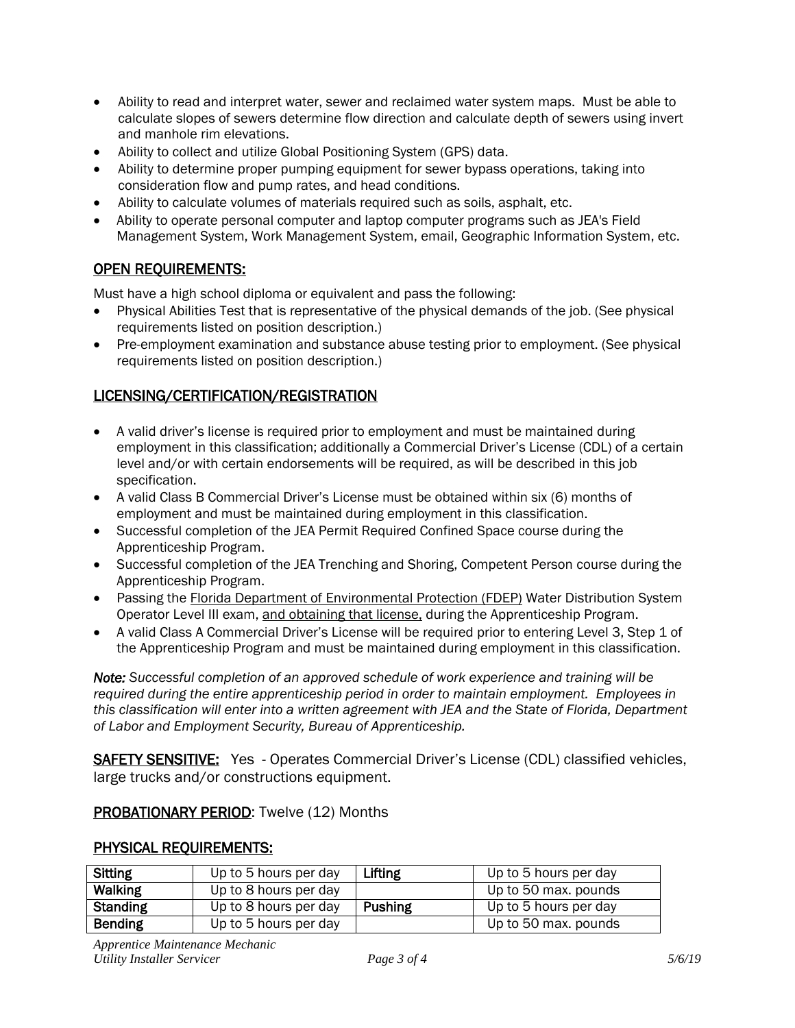- Ability to read and interpret water, sewer and reclaimed water system maps. Must be able to calculate slopes of sewers determine flow direction and calculate depth of sewers using invert and manhole rim elevations.
- Ability to collect and utilize Global Positioning System (GPS) data.
- Ability to determine proper pumping equipment for sewer bypass operations, taking into consideration flow and pump rates, and head conditions.
- Ability to calculate volumes of materials required such as soils, asphalt, etc.
- Ability to operate personal computer and laptop computer programs such as JEA's Field Management System, Work Management System, email, Geographic Information System, etc.

## OPEN REQUIREMENTS:

Must have a high school diploma or equivalent and pass the following:

- Physical Abilities Test that is representative of the physical demands of the job. (See physical requirements listed on position description.)
- Pre-employment examination and substance abuse testing prior to employment. (See physical requirements listed on position description.)

## LICENSING/CERTIFICATION/REGISTRATION

- A valid driver's license is required prior to employment and must be maintained during employment in this classification; additionally a Commercial Driver's License (CDL) of a certain level and/or with certain endorsements will be required, as will be described in this job specification.
- A valid Class B Commercial Driver's License must be obtained within six (6) months of employment and must be maintained during employment in this classification.
- Successful completion of the JEA Permit Required Confined Space course during the Apprenticeship Program.
- Successful completion of the JEA Trenching and Shoring, Competent Person course during the Apprenticeship Program.
- Passing the Florida Department of Environmental Protection (FDEP) Water Distribution System Operator Level III exam, and obtaining that license, during the Apprenticeship Program.
- A valid Class A Commercial Driver's License will be required prior to entering Level 3, Step 1 of the Apprenticeship Program and must be maintained during employment in this classification.

***Note:*** *Successful completion of an approved schedule of work experience and training will be required during the entire apprenticeship period in order to maintain employment. Employees in this classification will enter into a written agreement with JEA and the State of Florida, Department of Labor and Employment Security, Bureau of Apprenticeship.*

**SAFETY SENSITIVE:** Yes - Operates Commercial Driver's License (CDL) classified vehicles, large trucks and/or constructions equipment.

**PROBATIONARY PERIOD**: Twelve (12) Months

## PHYSICAL REQUIREMENTS:

| | | | |
|---|---|---|---|
| **Sitting** | Up to 5 hours per day | **Lifting** | Up to 5 hours per day |
| **Walking** | Up to 8 hours per day | | Up to 50 max. pounds |
| **Standing** | Up to 8 hours per day | **Pushing** | Up to 5 hours per day |
| **Bending** | Up to 5 hours per day | | Up to 50 max. pounds |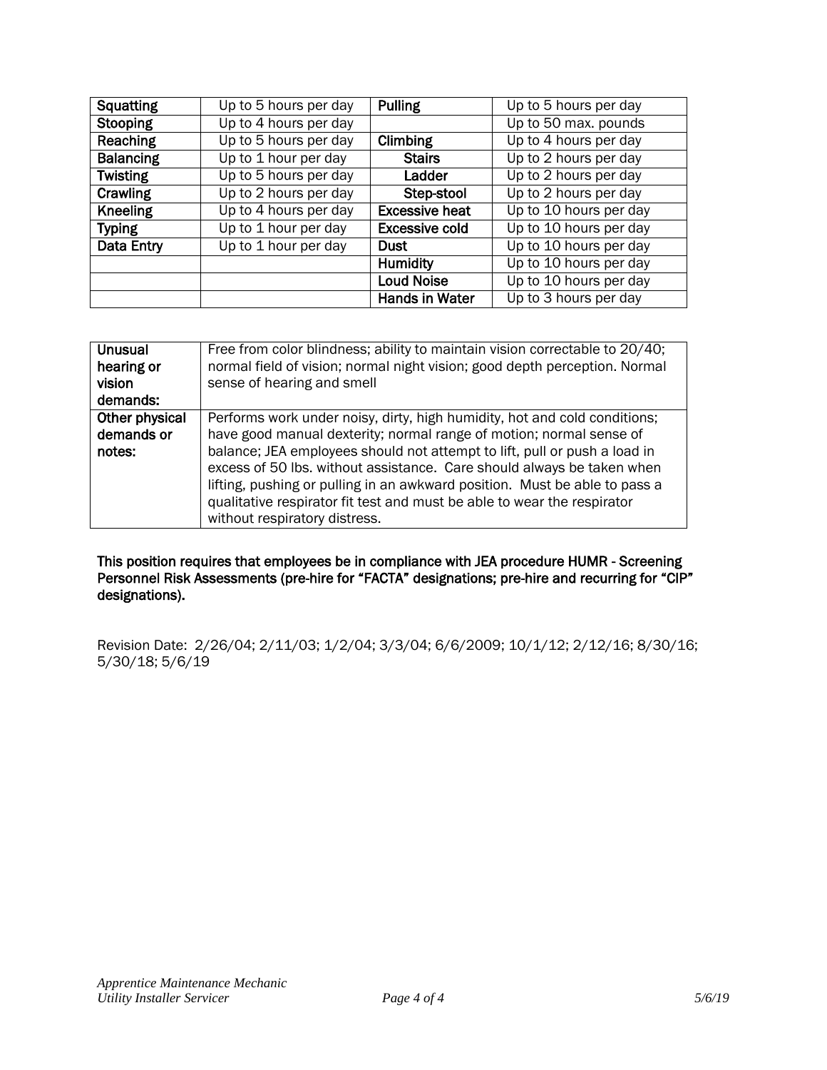| | | | |
|---|---|---|---|
| **Squatting** | Up to 5 hours per day | **Pulling** | Up to 5 hours per day |
| **Stooping** | Up to 4 hours per day | | Up to 50 max. pounds |
| **Reaching** | Up to 5 hours per day | **Climbing** | Up to 4 hours per day |
| **Balancing** | Up to 1 hour per day | **Stairs** | Up to 2 hours per day |
| **Twisting** | Up to 5 hours per day | **Ladder** | Up to 2 hours per day |
| **Crawling** | Up to 2 hours per day | **Step-stool** | Up to 2 hours per day |
| **Kneeling** | Up to 4 hours per day | **Excessive heat** | Up to 10 hours per day |
| **Typing** | Up to 1 hour per day | **Excessive cold** | Up to 10 hours per day |
| **Data Entry** | Up to 1 hour per day | **Dust** | Up to 10 hours per day |
| | | **Humidity** | Up to 10 hours per day |
| | | **Loud Noise** | Up to 10 hours per day |
| | | **Hands in Water** | Up to 3 hours per day |

| | |
|---|---|
| **Unusual hearing or vision demands:** | Free from color blindness; ability to maintain vision correctable to 20/40; normal field of vision; normal night vision; good depth perception. Normal sense of hearing and smell |
| **Other physical demands or notes:** | Performs work under noisy, dirty, high humidity, hot and cold conditions; have good manual dexterity; normal range of motion; normal sense of balance; JEA employees should not attempt to lift, pull or push a load in excess of 50 lbs. without assistance. Care should always be taken when lifting, pushing or pulling in an awkward position. Must be able to pass a qualitative respirator fit test and must be able to wear the respirator without respiratory distress. |

**This position requires that employees be in compliance with JEA procedure HUMR - Screening Personnel Risk Assessments (pre-hire for "FACTA" designations; pre-hire and recurring for "CIP" designations).**

Revision Date: 2/26/04; 2/11/03; 1/2/04; 3/3/04; 6/6/2009; 10/1/12; 2/12/16; 8/30/16; 5/30/18; 5/6/19